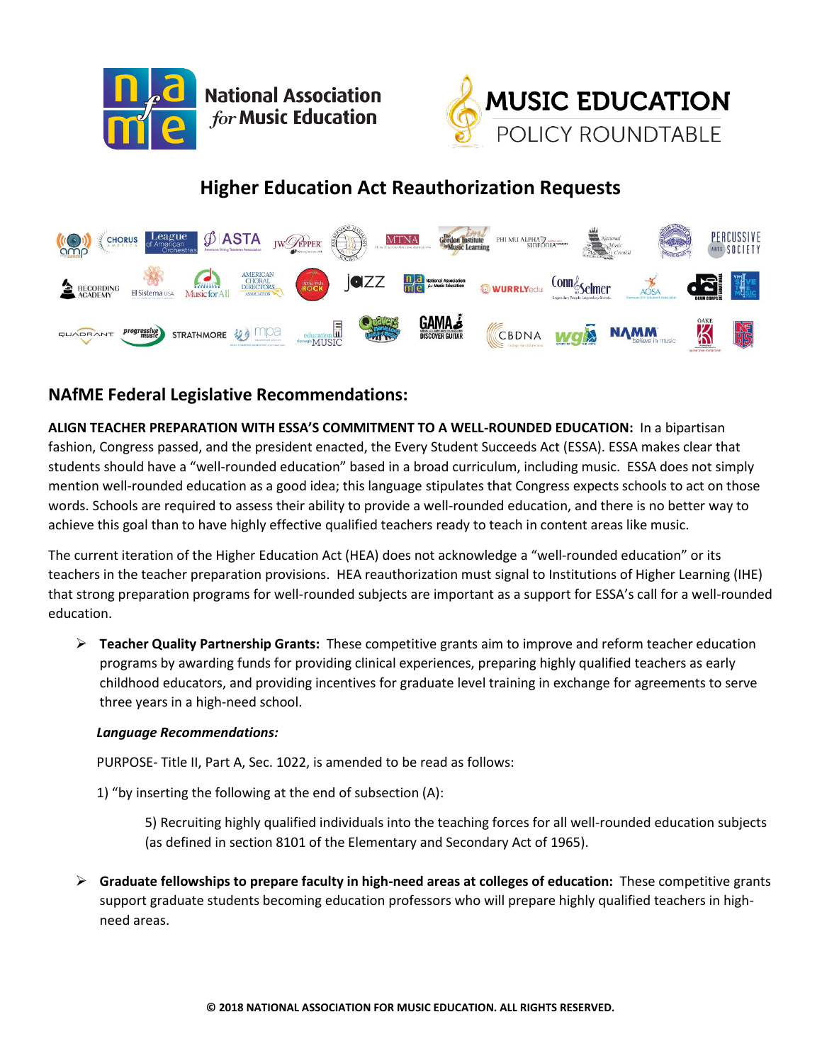# Higher Education Act Reauthorization Requests

## NAfME Federal Legislative Recommendations:

**ALIGN TEACHER PREPARATION WITH ESSA'S COMMITMENT TO A WELL-ROUNDED EDUCATION:** In a bipartisan fashion, Congress passed, and the president enacted, the Every Student Succeeds Act (ESSA). ESSA makes clear that students should have a "well-rounded education" based in a broad curriculum, including music. ESSA does not simply mention well-rounded education as a good idea; this language stipulates that Congress expects schools to act on those words. Schools are required to assess their ability to provide a well-rounded education, and there is no better way to achieve this goal than to have highly effective qualified teachers ready to teach in content areas like music.

The current iteration of the Higher Education Act (HEA) does not acknowledge a "well-rounded education" or its teachers in the teacher preparation provisions. HEA reauthorization must signal to Institutions of Higher Learning (IHE) that strong preparation programs for well-rounded subjects are important as a support for ESSA's call for a well-rounded education.

- **Teacher Quality Partnership Grants:** These competitive grants aim to improve and reform teacher education programs by awarding funds for providing clinical experiences, preparing highly qualified teachers as early childhood educators, and providing incentives for graduate level training in exchange for agreements to serve three years in a high-need school.

  ***Language Recommendations:***

  PURPOSE- Title II, Part A, Sec. 1022, is amended to be read as follows:

  1) "by inserting the following at the end of subsection (A):

     5) Recruiting highly qualified individuals into the teaching forces for all well-rounded education subjects (as defined in section 8101 of the Elementary and Secondary Act of 1965).

- **Graduate fellowships to prepare faculty in high-need areas at colleges of education:** These competitive grants support graduate students becoming education professors who will prepare highly qualified teachers in high-need areas.

**© 2018 NATIONAL ASSOCIATION FOR MUSIC EDUCATION. ALL RIGHTS RESERVED.**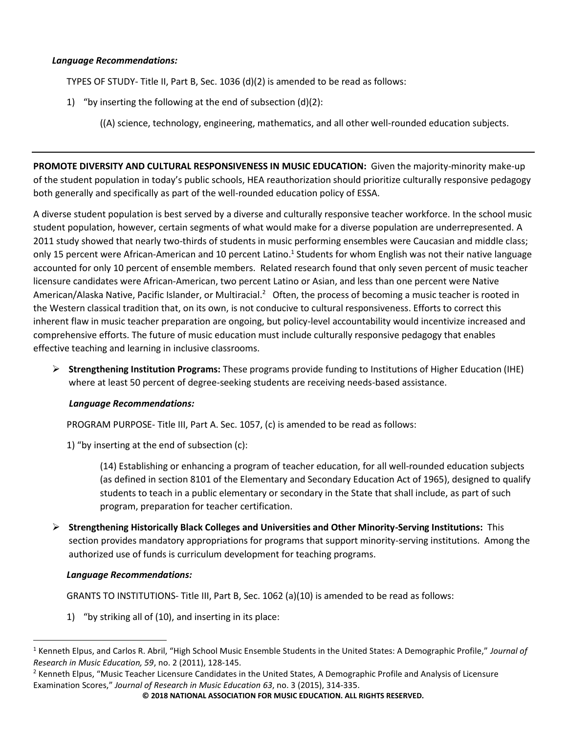***Language Recommendations:***

TYPES OF STUDY- Title II, Part B, Sec. 1036 (d)(2) is amended to be read as follows:

1) "by inserting the following at the end of subsection (d)(2):

    ((A) science, technology, engineering, mathematics, and all other well-rounded education subjects.

---

**PROMOTE DIVERSITY AND CULTURAL RESPONSIVENESS IN MUSIC EDUCATION:** Given the majority-minority make-up of the student population in today's public schools, HEA reauthorization should prioritize culturally responsive pedagogy both generally and specifically as part of the well-rounded education policy of ESSA.

A diverse student population is best served by a diverse and culturally responsive teacher workforce. In the school music student population, however, certain segments of what would make for a diverse population are underrepresented. A 2011 study showed that nearly two-thirds of students in music performing ensembles were Caucasian and middle class; only 15 percent were African-American and 10 percent Latino.[1] Students for whom English was not their native language accounted for only 10 percent of ensemble members. Related research found that only seven percent of music teacher licensure candidates were African-American, two percent Latino or Asian, and less than one percent were Native American/Alaska Native, Pacific Islander, or Multiracial.[2] Often, the process of becoming a music teacher is rooted in the Western classical tradition that, on its own, is not conducive to cultural responsiveness. Efforts to correct this inherent flaw in music teacher preparation are ongoing, but policy-level accountability would incentivize increased and comprehensive efforts. The future of music education must include culturally responsive pedagogy that enables effective teaching and learning in inclusive classrooms.

- **Strengthening Institution Programs:** These programs provide funding to Institutions of Higher Education (IHE) where at least 50 percent of degree-seeking students are receiving needs-based assistance.

  ***Language Recommendations:***

  PROGRAM PURPOSE- Title III, Part A. Sec. 1057, (c) is amended to be read as follows:

  1) "by inserting at the end of subsection (c):

      (14) Establishing or enhancing a program of teacher education, for all well-rounded education subjects (as defined in section 8101 of the Elementary and Secondary Education Act of 1965), designed to qualify students to teach in a public elementary or secondary in the State that shall include, as part of such program, preparation for teacher certification.

- **Strengthening Historically Black Colleges and Universities and Other Minority-Serving Institutions:** This section provides mandatory appropriations for programs that support minority-serving institutions. Among the authorized use of funds is curriculum development for teaching programs.

  ***Language Recommendations:***

  GRANTS TO INSTITUTIONS- Title III, Part B, Sec. 1062 (a)(10) is amended to be read as follows:

  1) "by striking all of (10), and inserting in its place:

---

[1] Kenneth Elpus, and Carlos R. Abril, "High School Music Ensemble Students in the United States: A Demographic Profile," *Journal of Research in Music Education, 59*, no. 2 (2011), 128-145.

[2] Kenneth Elpus, "Music Teacher Licensure Candidates in the United States, A Demographic Profile and Analysis of Licensure Examination Scores," *Journal of Research in Music Education 63*, no. 3 (2015), 314-335.

**© 2018 NATIONAL ASSOCIATION FOR MUSIC EDUCATION. ALL RIGHTS RESERVED.**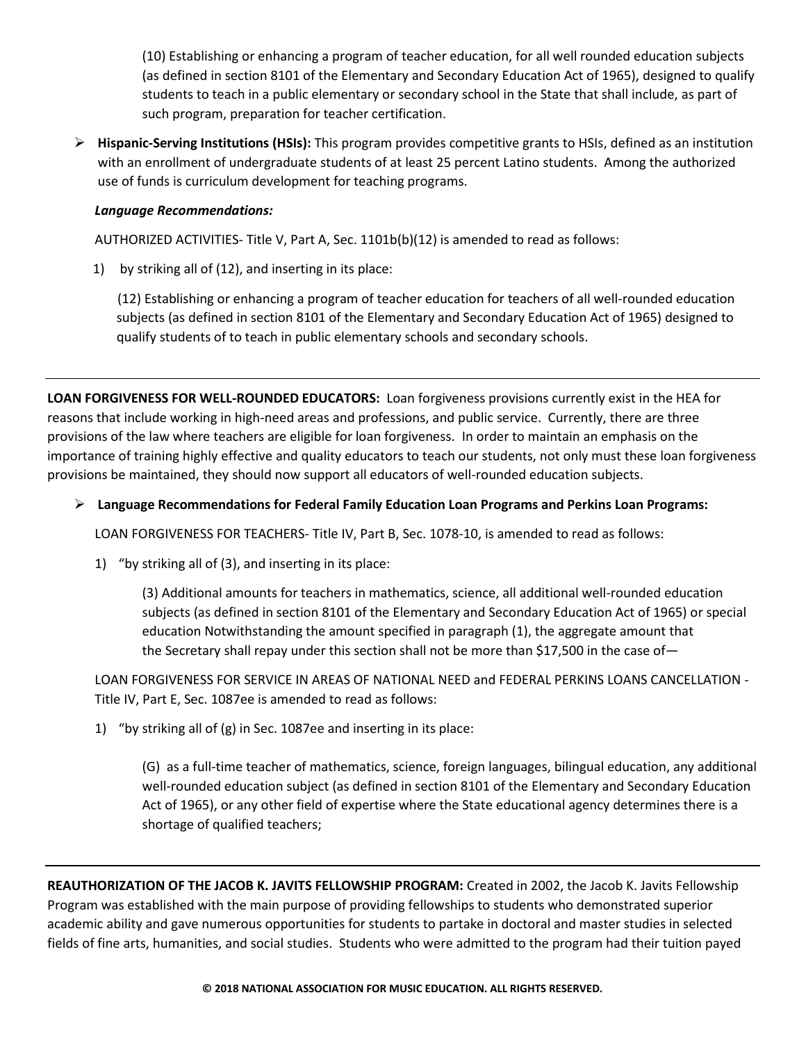(10) Establishing or enhancing a program of teacher education, for all well rounded education subjects (as defined in section 8101 of the Elementary and Secondary Education Act of 1965), designed to qualify students to teach in a public elementary or secondary school in the State that shall include, as part of such program, preparation for teacher certification.

- **Hispanic-Serving Institutions (HSIs):** This program provides competitive grants to HSIs, defined as an institution with an enrollment of undergraduate students of at least 25 percent Latino students. Among the authorized use of funds is curriculum development for teaching programs.

  ***Language Recommendations:***

  AUTHORIZED ACTIVITIES- Title V, Part A, Sec. 1101b(b)(12) is amended to read as follows:

  1) by striking all of (12), and inserting in its place:

     (12) Establishing or enhancing a program of teacher education for teachers of all well-rounded education subjects (as defined in section 8101 of the Elementary and Secondary Education Act of 1965) designed to qualify students of to teach in public elementary schools and secondary schools.

---

**LOAN FORGIVENESS FOR WELL-ROUNDED EDUCATORS:** Loan forgiveness provisions currently exist in the HEA for reasons that include working in high-need areas and professions, and public service. Currently, there are three provisions of the law where teachers are eligible for loan forgiveness. In order to maintain an emphasis on the importance of training highly effective and quality educators to teach our students, not only must these loan forgiveness provisions be maintained, they should now support all educators of well-rounded education subjects.

- **Language Recommendations for Federal Family Education Loan Programs and Perkins Loan Programs:**

  LOAN FORGIVENESS FOR TEACHERS- Title IV, Part B, Sec. 1078-10, is amended to read as follows:

  1) "by striking all of (3), and inserting in its place:

     (3) Additional amounts for teachers in mathematics, science, all additional well-rounded education subjects (as defined in section 8101 of the Elementary and Secondary Education Act of 1965) or special education Notwithstanding the amount specified in paragraph (1), the aggregate amount that the Secretary shall repay under this section shall not be more than $17,500 in the case of—

  LOAN FORGIVENESS FOR SERVICE IN AREAS OF NATIONAL NEED and FEDERAL PERKINS LOANS CANCELLATION - Title IV, Part E, Sec. 1087ee is amended to read as follows:

  1) "by striking all of (g) in Sec. 1087ee and inserting in its place:

     (G) as a full-time teacher of mathematics, science, foreign languages, bilingual education, any additional well-rounded education subject (as defined in section 8101 of the Elementary and Secondary Education Act of 1965), or any other field of expertise where the State educational agency determines there is a shortage of qualified teachers;

---

**REAUTHORIZATION OF THE JACOB K. JAVITS FELLOWSHIP PROGRAM:** Created in 2002, the Jacob K. Javits Fellowship Program was established with the main purpose of providing fellowships to students who demonstrated superior academic ability and gave numerous opportunities for students to partake in doctoral and master studies in selected fields of fine arts, humanities, and social studies. Students who were admitted to the program had their tuition payed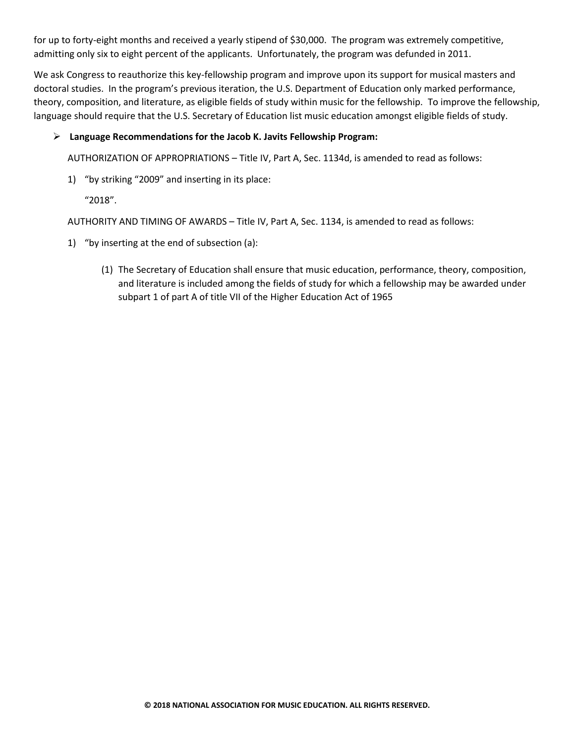for up to forty-eight months and received a yearly stipend of $30,000. The program was extremely competitive, admitting only six to eight percent of the applicants. Unfortunately, the program was defunded in 2011.

We ask Congress to reauthorize this key-fellowship program and improve upon its support for musical masters and doctoral studies. In the program's previous iteration, the U.S. Department of Education only marked performance, theory, composition, and literature, as eligible fields of study within music for the fellowship. To improve the fellowship, language should require that the U.S. Secretary of Education list music education amongst eligible fields of study.

- **Language Recommendations for the Jacob K. Javits Fellowship Program:**

  AUTHORIZATION OF APPROPRIATIONS – Title IV, Part A, Sec. 1134d, is amended to read as follows:

  1) "by striking "2009" and inserting in its place:

     "2018".

  AUTHORITY AND TIMING OF AWARDS – Title IV, Part A, Sec. 1134, is amended to read as follows:

  1) "by inserting at the end of subsection (a):

     (1) The Secretary of Education shall ensure that music education, performance, theory, composition, and literature is included among the fields of study for which a fellowship may be awarded under subpart 1 of part A of title VII of the Higher Education Act of 1965

**© 2018 NATIONAL ASSOCIATION FOR MUSIC EDUCATION. ALL RIGHTS RESERVED.**